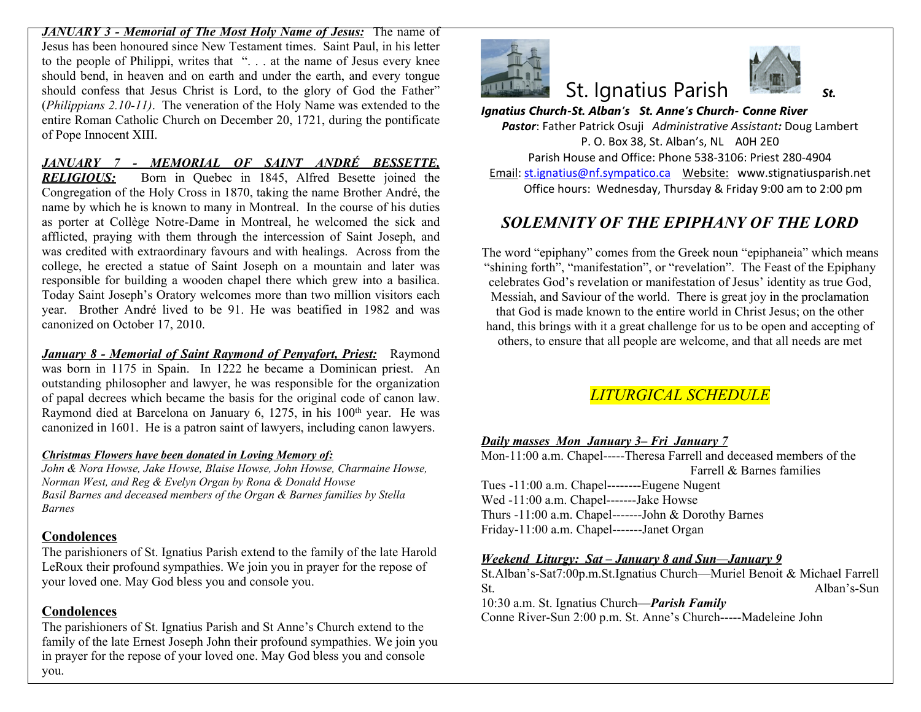***JANUARY 3 - Memorial of The Most Holy Name of Jesus:*** The name of Jesus has been honoured since New Testament times. Saint Paul, in his letter to the people of Philippi, writes that ". . . at the name of Jesus every knee should bend, in heaven and on earth and under the earth, and every tongue should confess that Jesus Christ is Lord, to the glory of God the Father" (*Philippians 2.10-11)*. The veneration of the Holy Name was extended to the entire Roman Catholic Church on December 20, 1721, during the pontificate of Pope Innocent XIII.

***JANUARY 7 - MEMORIAL OF SAINT ANDRÉ BESSETTE, RELIGIOUS:*** Born in Quebec in 1845, Alfred Besette joined the Congregation of the Holy Cross in 1870, taking the name Brother André, the name by which he is known to many in Montreal. In the course of his duties as porter at Collège Notre-Dame in Montreal, he welcomed the sick and afflicted, praying with them through the intercession of Saint Joseph, and was credited with extraordinary favours and with healings. Across from the college, he erected a statue of Saint Joseph on a mountain and later was responsible for building a wooden chapel there which grew into a basilica. Today Saint Joseph's Oratory welcomes more than two million visitors each year. Brother André lived to be 91. He was beatified in 1982 and was canonized on October 17, 2010.

***January 8 - Memorial of Saint Raymond of Penyafort, Priest:*** Raymond was born in 1175 in Spain. In 1222 he became a Dominican priest. An outstanding philosopher and lawyer, he was responsible for the organization of papal decrees which became the basis for the original code of canon law. Raymond died at Barcelona on January 6, 1275, in his 100th year. He was canonized in 1601. He is a patron saint of lawyers, including canon lawyers.

***Christmas Flowers have been donated in Loving Memory of:***
*John & Nora Howse, Jake Howse, Blaise Howse, John Howse, Charmaine Howse, Norman West, and Reg & Evelyn Organ by Rona & Donald Howse*
*Basil Barnes and deceased members of the Organ & Barnes families by Stella Barnes*

## Condolences

The parishioners of St. Ignatius Parish extend to the family of the late Harold LeRoux their profound sympathies. We join you in prayer for the repose of your loved one. May God bless you and console you.

## Condolences

The parishioners of St. Ignatius Parish and St Anne's Church extend to the family of the late Ernest Joseph John their profound sympathies. We join you in prayer for the repose of your loved one. May God bless you and console you.

# St. Ignatius Parish

***St. Ignatius Church-St. Alban's St. Anne's Church- Conne River***
***Pastor***: Father Patrick Osuji *Administrative Assistant:* Doug Lambert
P. O. Box 38, St. Alban's, NL A0H 2E0
Parish House and Office: Phone 538-3106: Priest 280-4904
Email: st.ignatius@nf.sympatico.ca Website: www.stignatiusparish.net
Office hours: Wednesday, Thursday & Friday 9:00 am to 2:00 pm

## *SOLEMNITY OF THE EPIPHANY OF THE LORD*

The word "epiphany" comes from the Greek noun "epiphaneia" which means "shining forth", "manifestation", or "revelation". The Feast of the Epiphany celebrates God's revelation or manifestation of Jesus' identity as true God, Messiah, and Saviour of the world. There is great joy in the proclamation that God is made known to the entire world in Christ Jesus; on the other hand, this brings with it a great challenge for us to be open and accepting of others, to ensure that all people are welcome, and that all needs are met

## *LITURGICAL SCHEDULE*

***Daily masses Mon January 3– Fri January 7***
Mon-11:00 a.m. Chapel-----Theresa Farrell and deceased members of the Farrell & Barnes families
Tues -11:00 a.m. Chapel--------Eugene Nugent
Wed -11:00 a.m. Chapel-------Jake Howse
Thurs -11:00 a.m. Chapel-------John & Dorothy Barnes
Friday-11:00 a.m. Chapel-------Janet Organ

***Weekend Liturgy: Sat – January 8 and Sun—January 9***
St.Alban's-Sat7:00p.m.St.Ignatius Church—Muriel Benoit & Michael Farrell
St. Alban's-Sun 10:30 a.m. St. Ignatius Church—***Parish Family***
Conne River-Sun 2:00 p.m. St. Anne's Church-----Madeleine John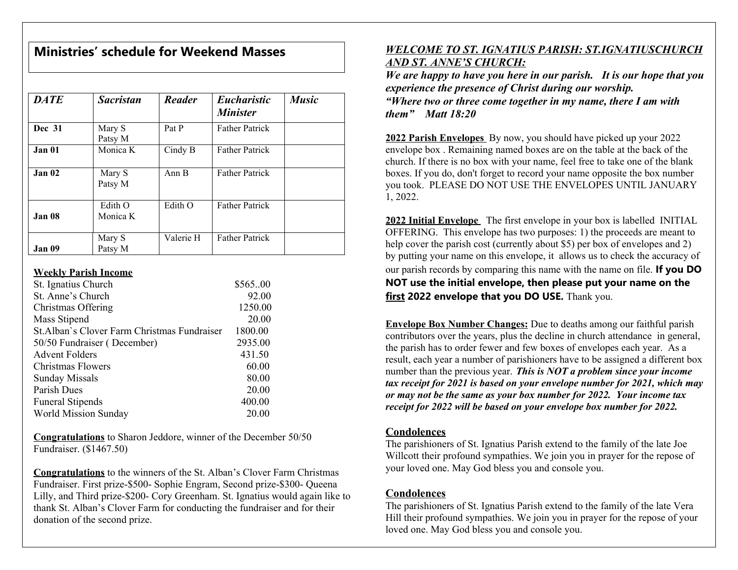## Ministries' schedule for Weekend Masses

| *DATE* | *Sacristan* | *Reader* | *Eucharistic Minister* | *Music* |
|---|---|---|---|---|
| **Dec 31** | Mary S<br>Patsy M | Pat P | Father Patrick | |
| **Jan 01** | Monica K | Cindy B | Father Patrick | |
| **Jan 02** | Mary S<br>Patsy M | Ann B | Father Patrick | |
| **Jan 08** | Edith O<br>Monica K | Edith O | Father Patrick | |
| **Jan 09** | Mary S<br>Patsy M | Valerie H | Father Patrick | |

**Weekly Parish Income**

| | |
|---|---|
| St. Ignatius Church | $565..00 |
| St. Anne's Church | 92.00 |
| Christmas Offering | 1250.00 |
| Mass Stipend | 20.00 |
| St.Alban`s Clover Farm Christmas Fundraiser | 1800.00 |
| 50/50 Fundraiser ( December) | 2935.00 |
| Advent Folders | 431.50 |
| Christmas Flowers | 60.00 |
| Sunday Missals | 80.00 |
| Parish Dues | 20.00 |
| Funeral Stipends | 400.00 |
| World Mission Sunday | 20.00 |

**Congratulations** to Sharon Jeddore, winner of the December 50/50 Fundraiser. ($1467.50)

**Congratulations** to the winners of the St. Alban's Clover Farm Christmas Fundraiser. First prize-$500- Sophie Engram, Second prize-$300- Queena Lilly, and Third prize-$200- Cory Greenham. St. Ignatius would again like to thank St. Alban's Clover Farm for conducting the fundraiser and for their donation of the second prize.

***WELCOME TO ST. IGNATIUS PARISH: ST.IGNATIUSCHURCH AND ST. ANNE'S CHURCH:***

***We are happy to have you here in our parish. It is our hope that you experience the presence of Christ during our worship.***
***"Where two or three come together in my name, there I am with them" Matt 18:20***

**2022 Parish Envelopes** By now, you should have picked up your 2022 envelope box . Remaining named boxes are on the table at the back of the church. If there is no box with your name, feel free to take one of the blank boxes. If you do, don't forget to record your name opposite the box number you took. PLEASE DO NOT USE THE ENVELOPES UNTIL JANUARY 1, 2022.

**2022 Initial Envelope** The first envelope in your box is labelled INITIAL OFFERING. This envelope has two purposes: 1) the proceeds are meant to help cover the parish cost (currently about $5) per box of envelopes and 2) by putting your name on this envelope, it allows us to check the accuracy of our parish records by comparing this name with the name on file. **If you DO NOT use the initial envelope, then please put your name on the first 2022 envelope that you DO USE.** Thank you.

**Envelope Box Number Changes:** Due to deaths among our faithful parish contributors over the years, plus the decline in church attendance in general, the parish has to order fewer and few boxes of envelopes each year. As a result, each year a number of parishioners have to be assigned a different box number than the previous year. ***This is NOT a problem since your income tax receipt for 2021 is based on your envelope number for 2021, which may or may not be the same as your box number for 2022. Your income tax receipt for 2022 will be based on your envelope box number for 2022.***

**Condolences**

The parishioners of St. Ignatius Parish extend to the family of the late Joe Willcott their profound sympathies. We join you in prayer for the repose of your loved one. May God bless you and console you.

**Condolences**

The parishioners of St. Ignatius Parish extend to the family of the late Vera Hill their profound sympathies. We join you in prayer for the repose of your loved one. May God bless you and console you.